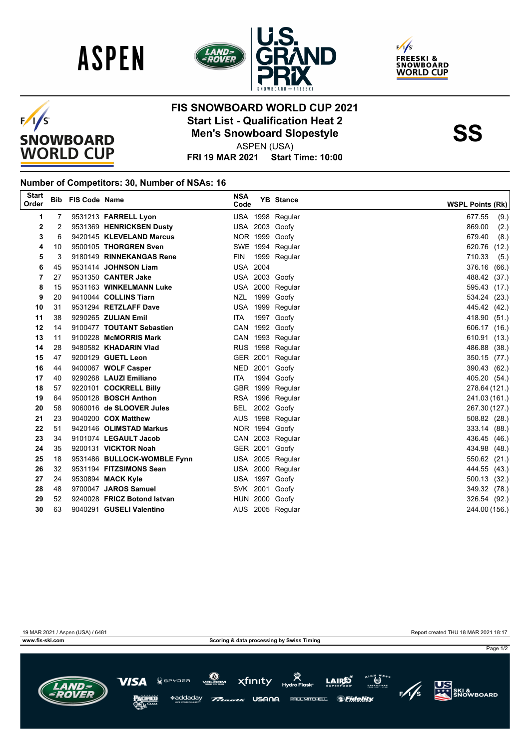# FIS SNOWBOARD WORLD CUP 2021

## Start List - Qualification Heat 2

## Men's Snowboard Slopestyle

**SS**

ASPEN (USA)

**FRI 19 MAR 2021 Start Time: 10:00**

### Number of Competitors: 30, Number of NSAs: 16

| Start Order | Bib | FIS Code | Name | NSA Code | YB | Stance | WSPL Points (Rk) |
|---|---|---|---|---|---|---|---|
| 1 | 7 | 9531213 | **FARRELL Lyon** | USA | 1998 | Regular | 677.55 (9.) |
| 2 | 2 | 9531369 | **HENRICKSEN Dusty** | USA | 2003 | Goofy | 869.00 (2.) |
| 3 | 6 | 9420145 | **KLEVELAND Marcus** | NOR | 1999 | Goofy | 679.40 (8.) |
| 4 | 10 | 9500105 | **THORGREN Sven** | SWE | 1994 | Regular | 620.76 (12.) |
| 5 | 3 | 9180149 | **RINNEKANGAS Rene** | FIN | 1999 | Regular | 710.33 (5.) |
| 6 | 45 | 9531414 | **JOHNSON Liam** | USA | 2004 | | 376.16 (66.) |
| 7 | 27 | 9531350 | **CANTER Jake** | USA | 2003 | Goofy | 488.42 (37.) |
| 8 | 15 | 9531163 | **WINKELMANN Luke** | USA | 2000 | Regular | 595.43 (17.) |
| 9 | 20 | 9410044 | **COLLINS Tiarn** | NZL | 1999 | Goofy | 534.24 (23.) |
| 10 | 31 | 9531294 | **RETZLAFF Dave** | USA | 1999 | Regular | 445.42 (42.) |
| 11 | 38 | 9290265 | **ZULIAN Emil** | ITA | 1997 | Goofy | 418.90 (51.) |
| 12 | 14 | 9100477 | **TOUTANT Sebastien** | CAN | 1992 | Goofy | 606.17 (16.) |
| 13 | 11 | 9100228 | **McMORRIS Mark** | CAN | 1993 | Regular | 610.91 (13.) |
| 14 | 28 | 9480582 | **KHADARIN Vlad** | RUS | 1998 | Regular | 486.88 (38.) |
| 15 | 47 | 9200129 | **GUETL Leon** | GER | 2001 | Regular | 350.15 (77.) |
| 16 | 44 | 9400067 | **WOLF Casper** | NED | 2001 | Goofy | 390.43 (62.) |
| 17 | 40 | 9290268 | **LAUZI Emiliano** | ITA | 1994 | Goofy | 405.20 (54.) |
| 18 | 57 | 9220101 | **COCKRELL Billy** | GBR | 1999 | Regular | 278.64 (121.) |
| 19 | 64 | 9500128 | **BOSCH Anthon** | RSA | 1996 | Regular | 241.03 (161.) |
| 20 | 58 | 9060016 | **de SLOOVER Jules** | BEL | 2002 | Goofy | 267.30 (127.) |
| 21 | 23 | 9040200 | **COX Matthew** | AUS | 1998 | Regular | 508.82 (28.) |
| 22 | 51 | 9420146 | **OLIMSTAD Markus** | NOR | 1994 | Goofy | 333.14 (88.) |
| 23 | 34 | 9101074 | **LEGAULT Jacob** | CAN | 2003 | Regular | 436.45 (46.) |
| 24 | 35 | 9200131 | **VICKTOR Noah** | GER | 2001 | Regular | 434.98 (48.) |
| 25 | 18 | 9531486 | **BULLOCK-WOMBLE Fynn** | USA | 2005 | Regular | 550.62 (21.) |
| 26 | 32 | 9531194 | **FITZSIMONS Sean** | USA | 2000 | Regular | 444.55 (43.) |
| 27 | 24 | 9530894 | **MACK Kyle** | USA | 1997 | Goofy | 500.13 (32.) |
| 28 | 48 | 9700047 | **JAROS Samuel** | SVK | 2001 | Goofy | 349.32 (78.) |
| 29 | 52 | 9240028 | **FRICZ Botond Istvan** | HUN | 2000 | Goofy | 326.54 (92.) |
| 30 | 63 | 9040291 | **GUSELI Valentino** | AUS | 2005 | Regular | 244.00 (156.) |

19 MAR 2021 / Aspen (USA) / 6481

Report created THU 18 MAR 2021 18:17

www.fis-ski.com

Scoring & data processing by Swiss Timing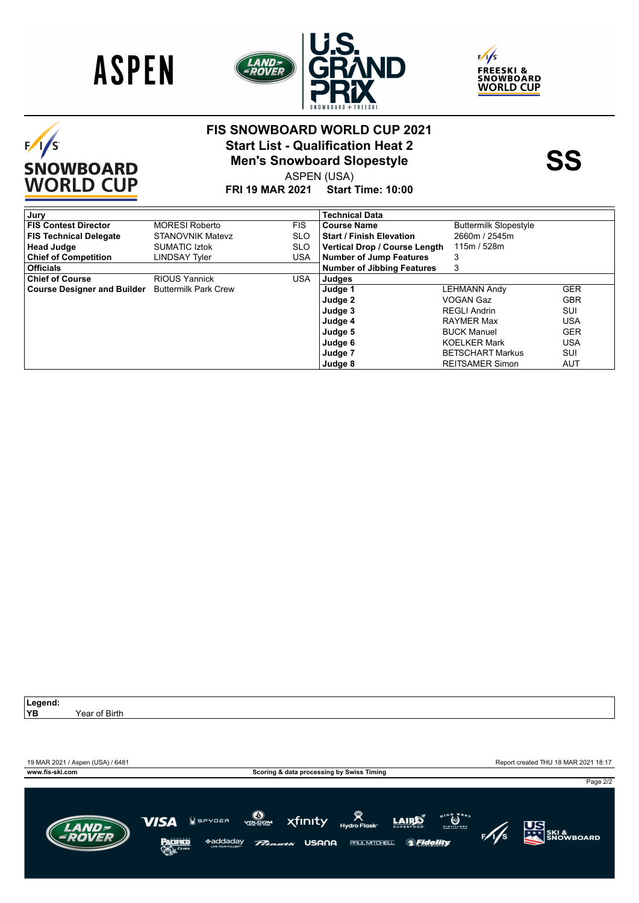# FIS SNOWBOARD WORLD CUP 2021

## Start List - Qualification Heat 2

## Men's Snowboard Slopestyle

**SS**

ASPEN (USA)

**FRI 19 MAR 2021 Start Time: 10:00**

| Jury | | |
|---|---|---|
| **FIS Contest Director** | MORESI Roberto | FIS |
| **FIS Technical Delegate** | STANOVNIK Matevz | SLO |
| **Head Judge** | SUMATIC Iztok | SLO |
| **Chief of Competition** | LINDSAY Tyler | USA |
| **Officials** | | |
| **Chief of Course** | RIOUS Yannick | USA |
| **Course Designer and Builder** | Buttermilk Park Crew | |

| Technical Data | |
|---|---|
| **Course Name** | Buttermilk Slopestyle |
| **Start / Finish Elevation** | 2660m / 2545m |
| **Vertical Drop / Course Length** | 115m / 528m |
| **Number of Jump Features** | 3 |
| **Number of Jibbing Features** | 3 |

| Judges | | |
|---|---|---|
| **Judge 1** | LEHMANN Andy | GER |
| **Judge 2** | VOGAN Gaz | GBR |
| **Judge 3** | REGLI Andrin | SUI |
| **Judge 4** | RAYMER Max | USA |
| **Judge 5** | BUCK Manuel | GER |
| **Judge 6** | KOELKER Mark | USA |
| **Judge 7** | BETSCHART Markus | SUI |
| **Judge 8** | REITSAMER Simon | AUT |

**Legend:**
**YB** Year of Birth

19 MAR 2021 / Aspen (USA) / 6481

Report created THU 18 MAR 2021 18:17

www.fis-ski.com

Scoring & data processing by Swiss Timing